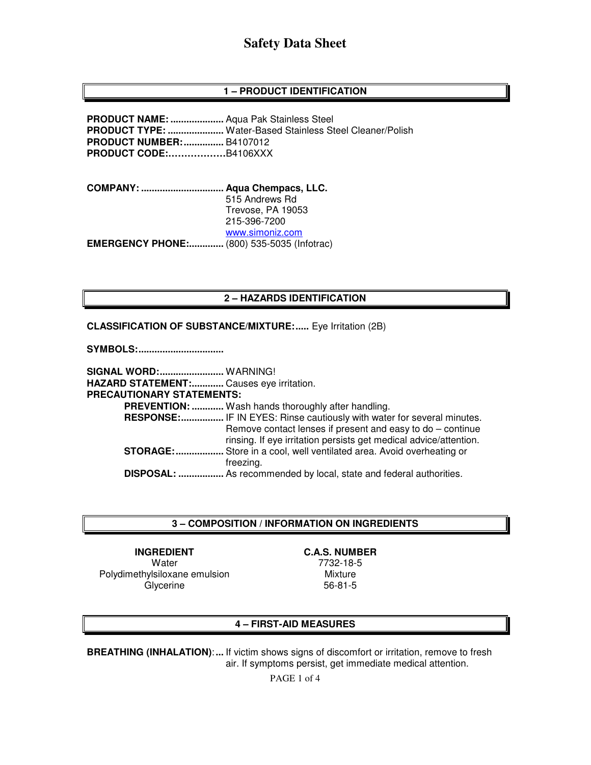# Safety Data Sheet

## 1 – PRODUCT IDENTIFICATION

**PRODUCT NAME:** .................... Aqua Pak Stainless Steel
**PRODUCT TYPE:** ..................... Water-Based Stainless Steel Cleaner/Polish
**PRODUCT NUMBER:** ............... B4107012
**PRODUCT CODE:**………………B4106XXX

**COMPANY:** ............................... **Aqua Chempacs, LLC.**
515 Andrews Rd
Trevose, PA 19053
215-396-7200
www.simoniz.com
**EMERGENCY PHONE:**............. (800) 535-5035 (Infotrac)

## 2 – HAZARDS IDENTIFICATION

**CLASSIFICATION OF SUBSTANCE/MIXTURE:**..... Eye Irritation (2B)

**SYMBOLS:**...............................

**SIGNAL WORD:**........................ WARNING!
**HAZARD STATEMENT:**............ Causes eye irritation.
**PRECAUTIONARY STATEMENTS:**

- **PREVENTION:** ............ Wash hands thoroughly after handling.
- **RESPONSE:**................ IF IN EYES: Rinse cautiously with water for several minutes. Remove contact lenses if present and easy to do – continue rinsing. If eye irritation persists get medical advice/attention.
- **STORAGE:**.................. Store in a cool, well ventilated area. Avoid overheating or freezing.
- **DISPOSAL:** ................. As recommended by local, state and federal authorities.

## 3 – COMPOSITION / INFORMATION ON INGREDIENTS

| INGREDIENT | C.A.S. NUMBER |
|---|---|
| Water | 7732-18-5 |
| Polydimethylsiloxane emulsion | Mixture |
| Glycerine | 56-81-5 |

## 4 – FIRST-AID MEASURES

**BREATHING (INHALATION)**:... If victim shows signs of discomfort or irritation, remove to fresh air. If symptoms persist, get immediate medical attention.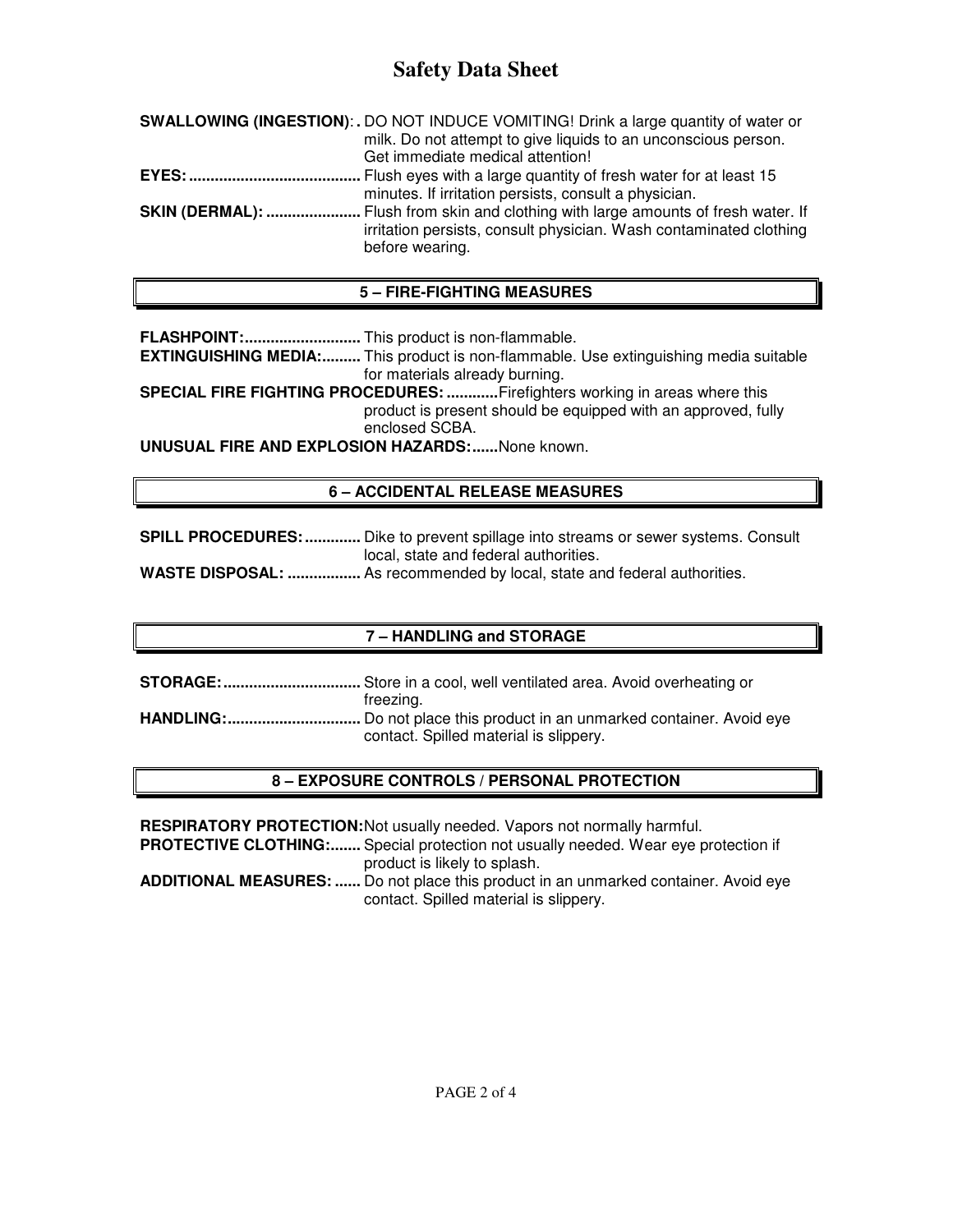# Safety Data Sheet

**SWALLOWING (INGESTION):** DO NOT INDUCE VOMITING! Drink a large quantity of water or milk. Do not attempt to give liquids to an unconscious person. Get immediate medical attention!

**EYES:** Flush eyes with a large quantity of fresh water for at least 15 minutes. If irritation persists, consult a physician.

**SKIN (DERMAL):** Flush from skin and clothing with large amounts of fresh water. If irritation persists, consult physician. Wash contaminated clothing before wearing.

## 5 – FIRE-FIGHTING MEASURES

**FLASHPOINT:** This product is non-flammable.

**EXTINGUISHING MEDIA:** This product is non-flammable. Use extinguishing media suitable for materials already burning.

**SPECIAL FIRE FIGHTING PROCEDURES:** Firefighters working in areas where this product is present should be equipped with an approved, fully enclosed SCBA.

**UNUSUAL FIRE AND EXPLOSION HAZARDS:** None known.

## 6 – ACCIDENTAL RELEASE MEASURES

**SPILL PROCEDURES:** Dike to prevent spillage into streams or sewer systems. Consult local, state and federal authorities.

**WASTE DISPOSAL:** As recommended by local, state and federal authorities.

## 7 – HANDLING and STORAGE

**STORAGE:** Store in a cool, well ventilated area. Avoid overheating or freezing.

**HANDLING:** Do not place this product in an unmarked container. Avoid eye contact. Spilled material is slippery.

## 8 – EXPOSURE CONTROLS / PERSONAL PROTECTION

**RESPIRATORY PROTECTION:** Not usually needed. Vapors not normally harmful.

**PROTECTIVE CLOTHING:** Special protection not usually needed. Wear eye protection if product is likely to splash.

**ADDITIONAL MEASURES:** Do not place this product in an unmarked container. Avoid eye contact. Spilled material is slippery.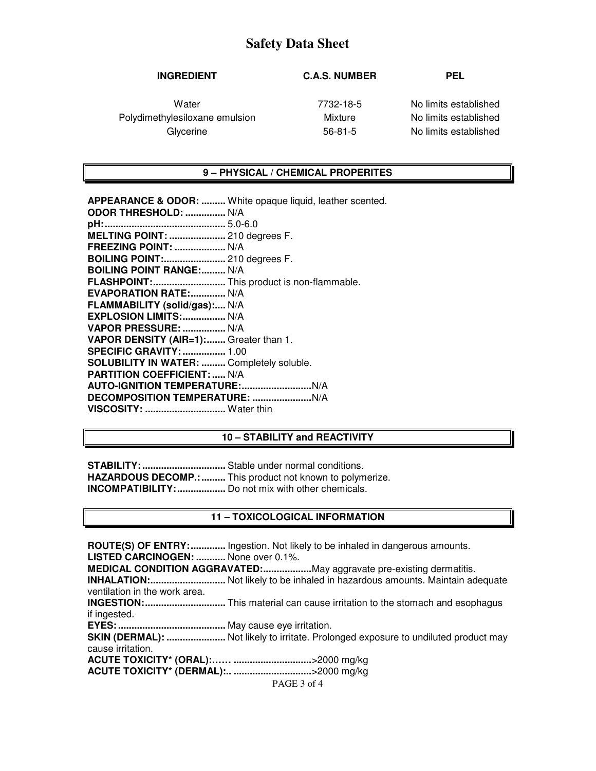# Safety Data Sheet

| INGREDIENT | C.A.S. NUMBER | PEL |
|---|---|---|
| Water | 7732-18-5 | No limits established |
| Polydimethylesiloxane emulsion | Mixture | No limits established |
| Glycerine | 56-81-5 | No limits established |

## 9 – PHYSICAL / CHEMICAL PROPERITES

**APPEARANCE & ODOR:** ......... White opaque liquid, leather scented.
**ODOR THRESHOLD:** ............... N/A
**pH:**............................................ 5.0-6.0
**MELTING POINT:** ..................... 210 degrees F.
**FREEZING POINT:** ................... N/A
**BOILING POINT:**....................... 210 degrees F.
**BOILING POINT RANGE:**......... N/A
**FLASHPOINT:**........................... This product is non-flammable.
**EVAPORATION RATE:**............. N/A
**FLAMMABILITY (solid/gas):**.... N/A
**EXPLOSION LIMITS:**................ N/A
**VAPOR PRESSURE:** ................ N/A
**VAPOR DENSITY (AIR=1):**....... Greater than 1.
**SPECIFIC GRAVITY:**................ 1.00
**SOLUBILITY IN WATER:** ......... Completely soluble.
**PARTITION COEFFICIENT:**..... N/A
**AUTO-IGNITION TEMPERATURE:**..........................N/A
**DECOMPOSITION TEMPERATURE:** ......................N/A
**VISCOSITY:** .............................. Water thin

## 10 – STABILITY and REACTIVITY

**STABILITY:**............................... Stable under normal conditions.
**HAZARDOUS DECOMP.:**......... This product not known to polymerize.
**INCOMPATIBILITY:**.................. Do not mix with other chemicals.

## 11 – TOXICOLOGICAL INFORMATION

**ROUTE(S) OF ENTRY:**............. Ingestion. Not likely to be inhaled in dangerous amounts.
**LISTED CARCINOGEN:** ........... None over 0.1%.
**MEDICAL CONDITION AGGRAVATED:**.................May aggravate pre-existing dermatitis.
**INHALATION:**............................ Not likely to be inhaled in hazardous amounts. Maintain adequate ventilation in the work area.
**INGESTION:**.............................. This material can cause irritation to the stomach and esophagus if ingested.
**EYES:**........................................ May cause eye irritation.
**SKIN (DERMAL):** ...................... Not likely to irritate. Prolonged exposure to undiluted product may cause irritation.
**ACUTE TOXICITY\* (ORAL):**…… .............................>2000 mg/kg
**ACUTE TOXICITY\* (DERMAL):**.. .............................>2000 mg/kg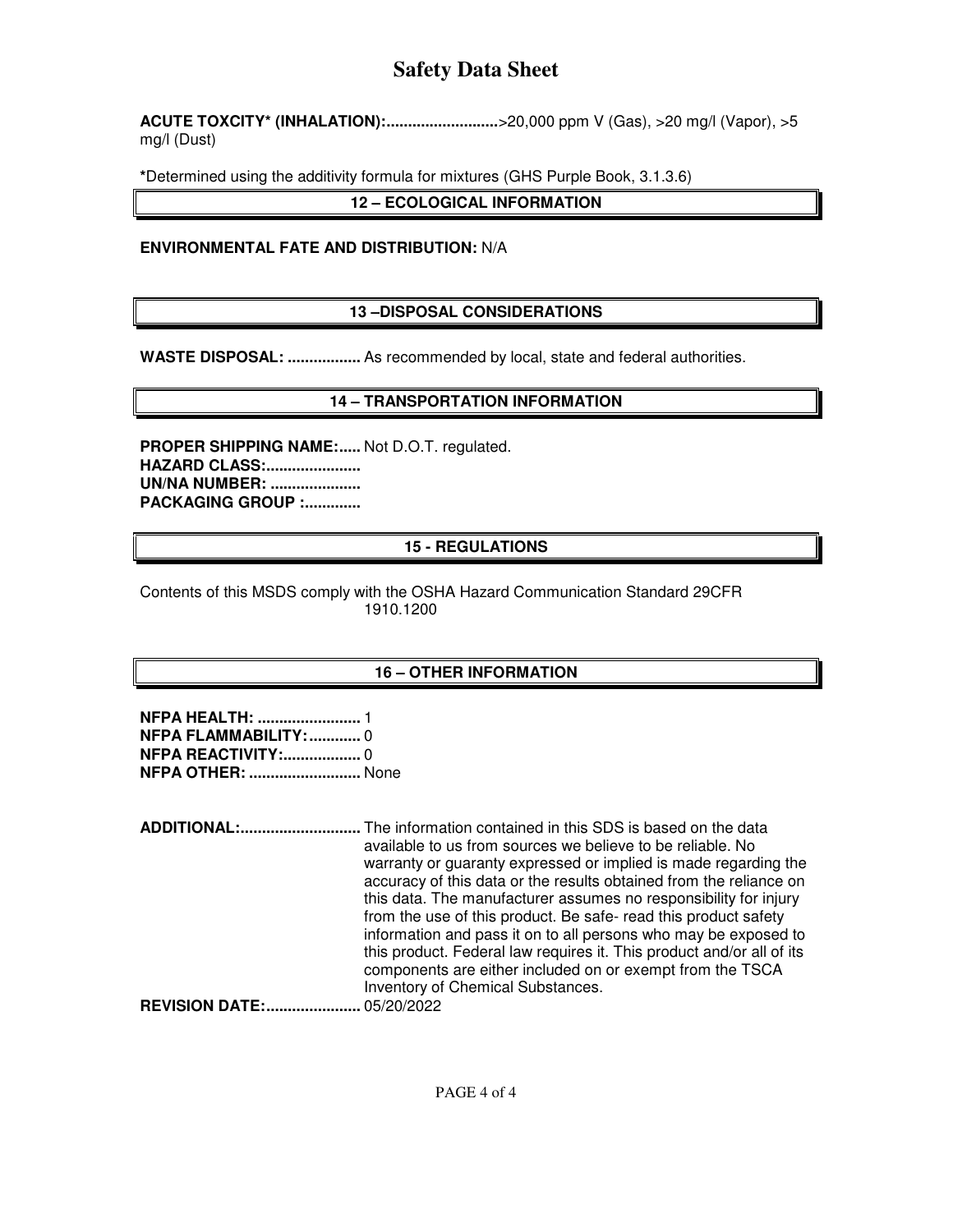# Safety Data Sheet

**ACUTE TOXCITY* (INHALATION):..........................**>20,000 ppm V (Gas), >20 mg/l (Vapor), >5 mg/l (Dust)

***Determined using the additivity formula for mixtures (GHS Purple Book, 3.1.3.6)

## 12 – ECOLOGICAL INFORMATION

**ENVIRONMENTAL FATE AND DISTRIBUTION:** N/A

## 13 –DISPOSAL CONSIDERATIONS

**WASTE DISPOSAL: .................** As recommended by local, state and federal authorities.

## 14 – TRANSPORTATION INFORMATION

**PROPER SHIPPING NAME:.....** Not D.O.T. regulated.
**HAZARD CLASS:......................**
**UN/NA NUMBER: ....................**
**PACKAGING GROUP :.............**

## 15 - REGULATIONS

Contents of this MSDS comply with the OSHA Hazard Communication Standard 29CFR 1910.1200

## 16 – OTHER INFORMATION

**NFPA HEALTH: ........................** 1
**NFPA FLAMMABILITY:............** 0
**NFPA REACTIVITY:..................** 0
**NFPA OTHER: ..........................** None

**ADDITIONAL:............................** The information contained in this SDS is based on the data available to us from sources we believe to be reliable. No warranty or guaranty expressed or implied is made regarding the accuracy of this data or the results obtained from the reliance on this data. The manufacturer assumes no responsibility for injury from the use of this product. Be safe- read this product safety information and pass it on to all persons who may be exposed to this product. Federal law requires it. This product and/or all of its components are either included on or exempt from the TSCA Inventory of Chemical Substances.

**REVISION DATE:......................** 05/20/2022